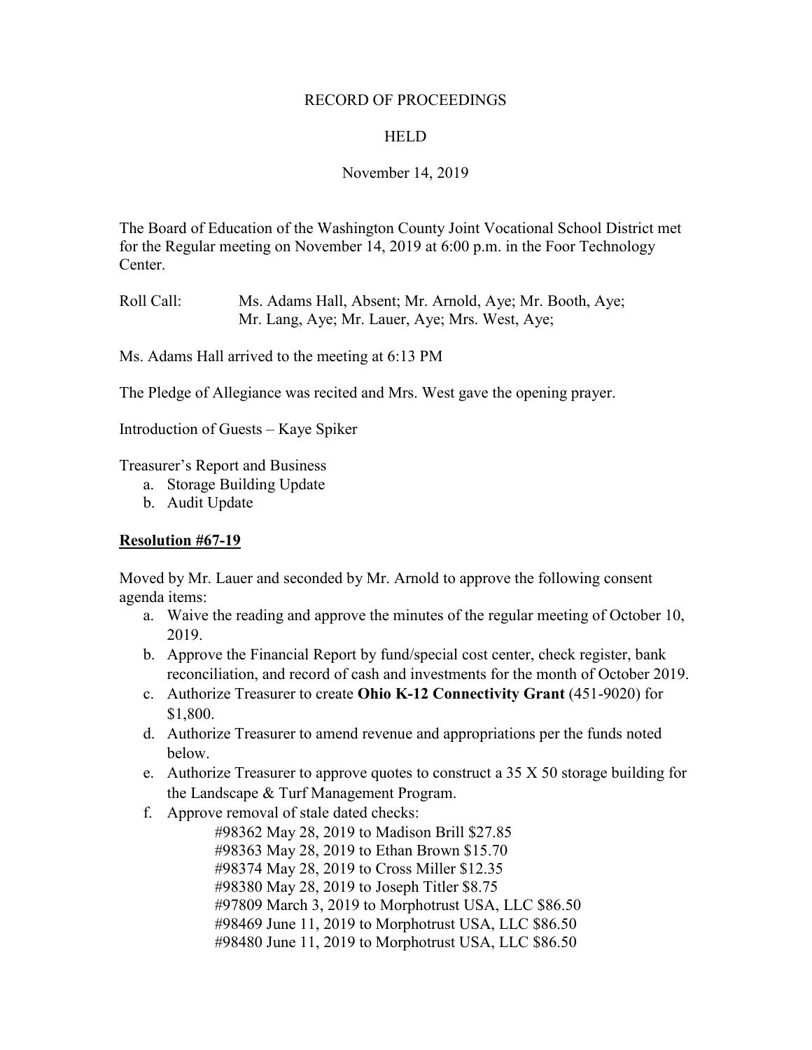RECORD OF PROCEEDINGS

HELD

November 14, 2019

The Board of Education of the Washington County Joint Vocational School District met for the Regular meeting on November 14, 2019 at 6:00 p.m. in the Foor Technology Center.

Roll Call: Ms. Adams Hall, Absent; Mr. Arnold, Aye; Mr. Booth, Aye; Mr. Lang, Aye; Mr. Lauer, Aye; Mrs. West, Aye;

Ms. Adams Hall arrived to the meeting at 6:13 PM

The Pledge of Allegiance was recited and Mrs. West gave the opening prayer.

Introduction of Guests – Kaye Spiker

Treasurer's Report and Business

a. Storage Building Update
b. Audit Update

**Resolution #67-19**

Moved by Mr. Lauer and seconded by Mr. Arnold to approve the following consent agenda items:

a. Waive the reading and approve the minutes of the regular meeting of October 10, 2019.
b. Approve the Financial Report by fund/special cost center, check register, bank reconciliation, and record of cash and investments for the month of October 2019.
c. Authorize Treasurer to create **Ohio K-12 Connectivity Grant** (451-9020) for $1,800.
d. Authorize Treasurer to amend revenue and appropriations per the funds noted below.
e. Authorize Treasurer to approve quotes to construct a 35 X 50 storage building for the Landscape & Turf Management Program.
f. Approve removal of stale dated checks:
   - #98362 May 28, 2019 to Madison Brill $27.85
   - #98363 May 28, 2019 to Ethan Brown $15.70
   - #98374 May 28, 2019 to Cross Miller $12.35
   - #98380 May 28, 2019 to Joseph Titler $8.75
   - #97809 March 3, 2019 to Morphotrust USA, LLC $86.50
   - #98469 June 11, 2019 to Morphotrust USA, LLC $86.50
   - #98480 June 11, 2019 to Morphotrust USA, LLC $86.50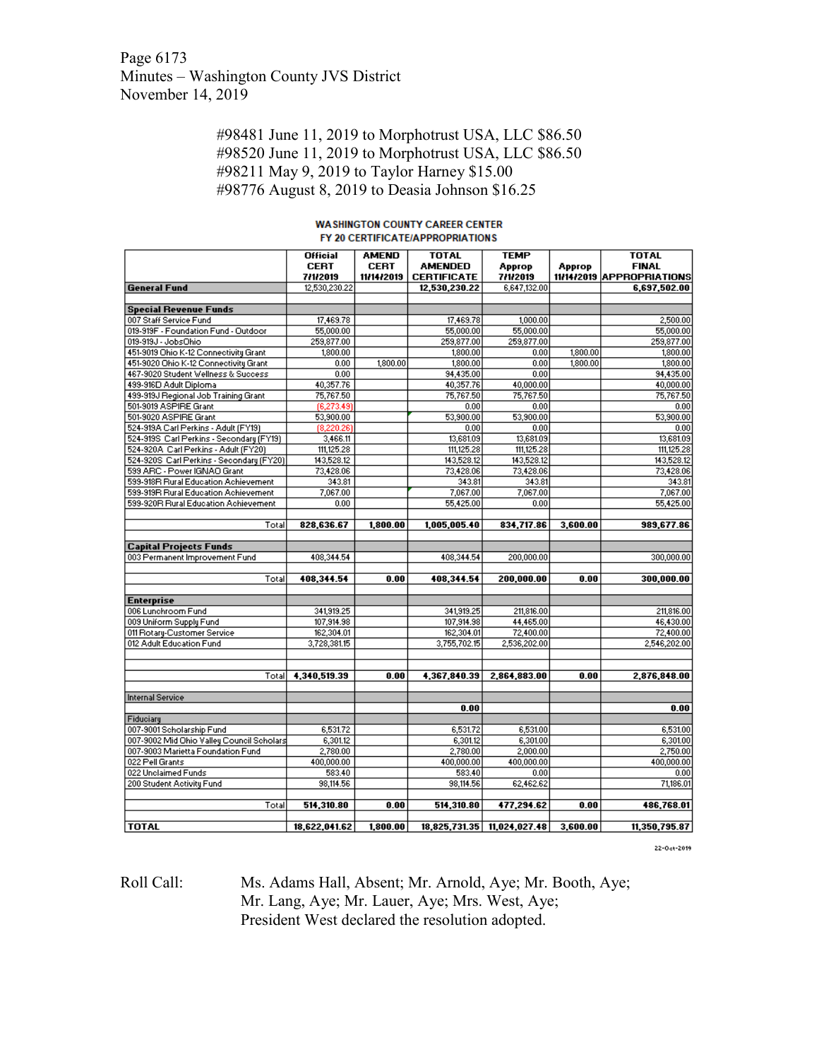#98481 June 11, 2019 to Morphotrust USA, LLC $86.50
#98520 June 11, 2019 to Morphotrust USA, LLC $86.50
#98211 May 9, 2019 to Taylor Harney $15.00
#98776 August 8, 2019 to Deasia Johnson $16.25

**WASHINGTON COUNTY CAREER CENTER**
**FY 20 CERTIFICATE/APPROPRIATIONS**

| | Official CERT 7/1/2019 | AMEND CERT 11/14/2019 | TOTAL AMENDED CERTIFICATE | TEMP Approp 7/1/2019 | Approp 11/14/2019 | TOTAL FINAL APPROPRIATIONS |
|---|---|---|---|---|---|---|
| **General Fund** | 12,530,230.22 | | **12,530,230.22** | 6,647,132.00 | | **6,697,502.00** |
| | | | | | | |
| **Special Revenue Funds** | | | | | | |
| 007 Staff Service Fund | 17,469.78 | | 17,469.78 | 1,000.00 | | 2,500.00 |
| 019-919F - Foundation Fund - Outdoor | 55,000.00 | | 55,000.00 | 55,000.00 | | 55,000.00 |
| 019-919J - JobsOhio | 259,877.00 | | 259,877.00 | 259,877.00 | | 259,877.00 |
| 451-9019 Ohio K-12 Connectivity Grant | 1,800.00 | | 1,800.00 | 0.00 | 1,800.00 | 1,800.00 |
| 451-9020 Ohio K-12 Connectivity Grant | 0.00 | 1,800.00 | 1,800.00 | 0.00 | 1,800.00 | 1,800.00 |
| 467-9020 Student Wellness & Success | 0.00 | | 94,435.00 | 0.00 | | 94,435.00 |
| 499-916D Adult Diploma | 40,357.76 | | 40,357.76 | 40,000.00 | | 40,000.00 |
| 499-919J Regional Job Training Grant | 75,767.50 | | 75,767.50 | 75,767.50 | | 75,767.50 |
| 501-9019 ASPIRE Grant | (6,273.49) | | 0.00 | 0.00 | | 0.00 |
| 501-9020 ASPIRE Grant | 53,900.00 | | 53,900.00 | 53,900.00 | | 53,900.00 |
| 524-919A Carl Perkins - Adult (FY19) | (8,220.26) | | 0.00 | 0.00 | | 0.00 |
| 524-919S Carl Perkins - Secondary (FY19) | 3,466.11 | | 13,681.09 | 13,681.09 | | 13,681.09 |
| 524-920A Carl Perkins - Adult (FY20) | 111,125.28 | | 111,125.28 | 111,125.28 | | 111,125.28 |
| 524-920S Carl Perkins - Secondary (FY20) | 143,528.12 | | 143,528.12 | 143,528.12 | | 143,528.12 |
| 599 ARC - Power IGNAO Grant | 73,428.06 | | 73,428.06 | 73,428.06 | | 73,428.06 |
| 599-918R Rural Education Achievement | 343.81 | | 343.81 | 343.81 | | 343.81 |
| 599-919R Rural Education Achievement | 7,067.00 | | 7,067.00 | 7,067.00 | | 7,067.00 |
| 599-920R Rural Education Achievement | 0.00 | | 55,425.00 | 0.00 | | 55,425.00 |
| | | | | | | |
| Total | **828,636.67** | **1,800.00** | **1,005,005.40** | **834,717.86** | **3,600.00** | **989,677.86** |
| | | | | | | |
| **Capital Projects Funds** | | | | | | |
| 003 Permanent Improvement Fund | 408,344.54 | | 408,344.54 | 200,000.00 | | 300,000.00 |
| | | | | | | |
| Total | **408,344.54** | **0.00** | **408,344.54** | **200,000.00** | **0.00** | **300,000.00** |
| | | | | | | |
| **Enterprise** | | | | | | |
| 006 Lunchroom Fund | 341,919.25 | | 341,919.25 | 211,816.00 | | 211,816.00 |
| 009 Uniform Supply Fund | 107,914.98 | | 107,914.98 | 44,465.00 | | 46,430.00 |
| 011 Rotary-Customer Service | 162,304.01 | | 162,304.01 | 72,400.00 | | 72,400.00 |
| 012 Adult Education Fund | 3,728,381.15 | | 3,755,702.15 | 2,536,202.00 | | 2,546,202.00 |
| | | | | | | |
| Total | **4,340,519.39** | **0.00** | **4,367,840.39** | **2,864,883.00** | **0.00** | **2,876,848.00** |
| | | | | | | |
| Internal Service | | | | | | |
| | | | **0.00** | | | **0.00** |
| Fiduciary | | | | | | |
| 007-9001 Scholarship Fund | 6,531.72 | | 6,531.72 | 6,531.00 | | 6,531.00 |
| 007-9002 Mid Ohio Valley Council Scholars | 6,301.12 | | 6,301.12 | 6,301.00 | | 6,301.00 |
| 007-9003 Marietta Foundation Fund | 2,780.00 | | 2,780.00 | 2,000.00 | | 2,750.00 |
| 022 Pell Grants | 400,000.00 | | 400,000.00 | 400,000.00 | | 400,000.00 |
| 022 Unclaimed Funds | 583.40 | | 583.40 | 0.00 | | 0.00 |
| 200 Student Activity Fund | 98,114.56 | | 98,114.56 | 62,462.62 | | 71,186.01 |
| | | | | | | |
| Total | **514,310.80** | **0.00** | **514,310.80** | **477,294.62** | **0.00** | **486,768.01** |
| | | | | | | |
| **TOTAL** | **18,622,041.62** | **1,800.00** | **18,825,731.35** | **11,024,027.48** | **3,600.00** | **11,350,795.87** |

22-Oct-2019

Roll Call: Ms. Adams Hall, Absent; Mr. Arnold, Aye; Mr. Booth, Aye; Mr. Lang, Aye; Mr. Lauer, Aye; Mrs. West, Aye; President West declared the resolution adopted.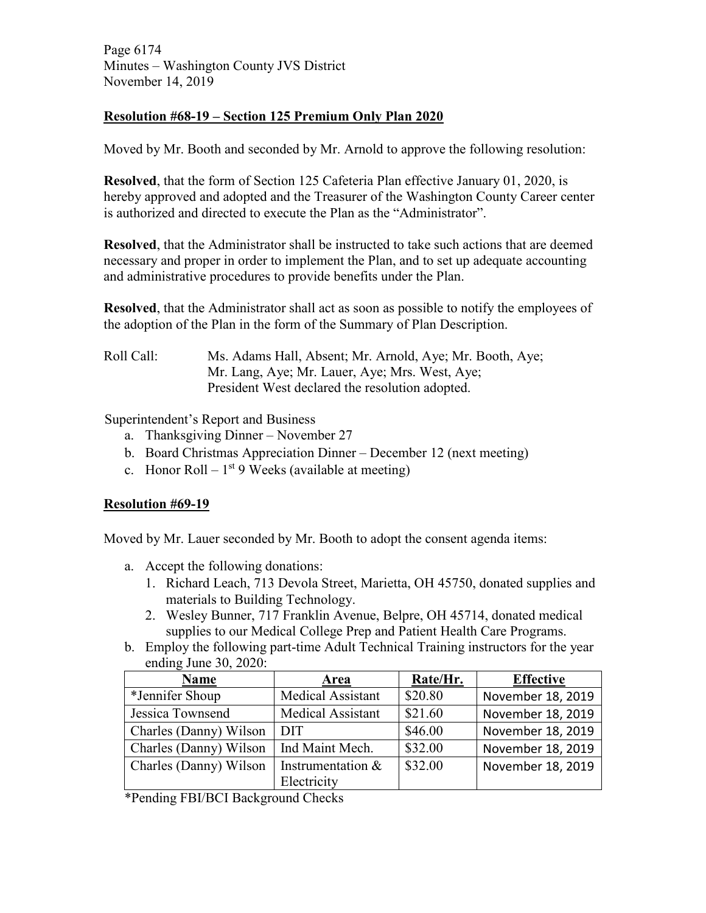**Resolution #68-19 – Section 125 Premium Only Plan 2020**

Moved by Mr. Booth and seconded by Mr. Arnold to approve the following resolution:

**Resolved**, that the form of Section 125 Cafeteria Plan effective January 01, 2020, is hereby approved and adopted and the Treasurer of the Washington County Career center is authorized and directed to execute the Plan as the "Administrator".

**Resolved**, that the Administrator shall be instructed to take such actions that are deemed necessary and proper in order to implement the Plan, and to set up adequate accounting and administrative procedures to provide benefits under the Plan.

**Resolved**, that the Administrator shall act as soon as possible to notify the employees of the adoption of the Plan in the form of the Summary of Plan Description.

Roll Call: Ms. Adams Hall, Absent; Mr. Arnold, Aye; Mr. Booth, Aye; Mr. Lang, Aye; Mr. Lauer, Aye; Mrs. West, Aye; President West declared the resolution adopted.

Superintendent's Report and Business

a. Thanksgiving Dinner – November 27
b. Board Christmas Appreciation Dinner – December 12 (next meeting)
c. Honor Roll – 1st 9 Weeks (available at meeting)

**Resolution #69-19**

Moved by Mr. Lauer seconded by Mr. Booth to adopt the consent agenda items:

a. Accept the following donations:
   1. Richard Leach, 713 Devola Street, Marietta, OH 45750, donated supplies and materials to Building Technology.
   2. Wesley Bunner, 717 Franklin Avenue, Belpre, OH 45714, donated medical supplies to our Medical College Prep and Patient Health Care Programs.
b. Employ the following part-time Adult Technical Training instructors for the year ending June 30, 2020:

| Name | Area | Rate/Hr. | Effective |
|---|---|---|---|
| *Jennifer Shoup | Medical Assistant | $20.80 | November 18, 2019 |
| Jessica Townsend | Medical Assistant | $21.60 | November 18, 2019 |
| Charles (Danny) Wilson | DIT | $46.00 | November 18, 2019 |
| Charles (Danny) Wilson | Ind Maint Mech. | $32.00 | November 18, 2019 |
| Charles (Danny) Wilson | Instrumentation & Electricity | $32.00 | November 18, 2019 |

*Pending FBI/BCI Background Checks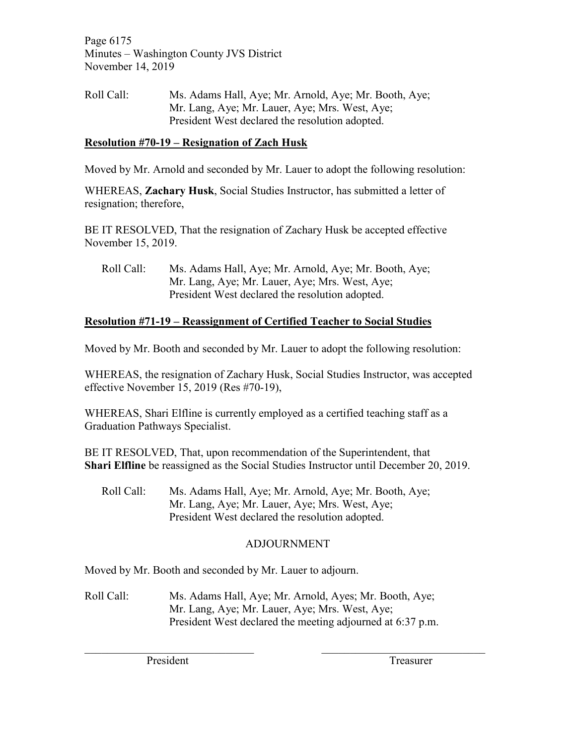Roll Call: Ms. Adams Hall, Aye; Mr. Arnold, Aye; Mr. Booth, Aye; Mr. Lang, Aye; Mr. Lauer, Aye; Mrs. West, Aye; President West declared the resolution adopted.

**Resolution #70-19 – Resignation of Zach Husk**

Moved by Mr. Arnold and seconded by Mr. Lauer to adopt the following resolution:

WHEREAS, **Zachary Husk**, Social Studies Instructor, has submitted a letter of resignation; therefore,

BE IT RESOLVED, That the resignation of Zachary Husk be accepted effective November 15, 2019.

Roll Call: Ms. Adams Hall, Aye; Mr. Arnold, Aye; Mr. Booth, Aye; Mr. Lang, Aye; Mr. Lauer, Aye; Mrs. West, Aye; President West declared the resolution adopted.

**Resolution #71-19 – Reassignment of Certified Teacher to Social Studies**

Moved by Mr. Booth and seconded by Mr. Lauer to adopt the following resolution:

WHEREAS, the resignation of Zachary Husk, Social Studies Instructor, was accepted effective November 15, 2019 (Res #70-19),

WHEREAS, Shari Elfline is currently employed as a certified teaching staff as a Graduation Pathways Specialist.

BE IT RESOLVED, That, upon recommendation of the Superintendent, that **Shari Elfline** be reassigned as the Social Studies Instructor until December 20, 2019.

Roll Call: Ms. Adams Hall, Aye; Mr. Arnold, Aye; Mr. Booth, Aye; Mr. Lang, Aye; Mr. Lauer, Aye; Mrs. West, Aye; President West declared the resolution adopted.

ADJOURNMENT

Moved by Mr. Booth and seconded by Mr. Lauer to adjourn.

Roll Call: Ms. Adams Hall, Aye; Mr. Arnold, Ayes; Mr. Booth, Aye; Mr. Lang, Aye; Mr. Lauer, Aye; Mrs. West, Aye; President West declared the meeting adjourned at 6:37 p.m.

\_\_\_\_\_\_\_\_\_\_\_\_\_\_\_\_\_\_\_\_\_\_\_\_\_\_\_\_\_\_ President

\_\_\_\_\_\_\_\_\_\_\_\_\_\_\_\_\_\_\_\_\_\_\_\_\_\_\_\_\_\_ Treasurer